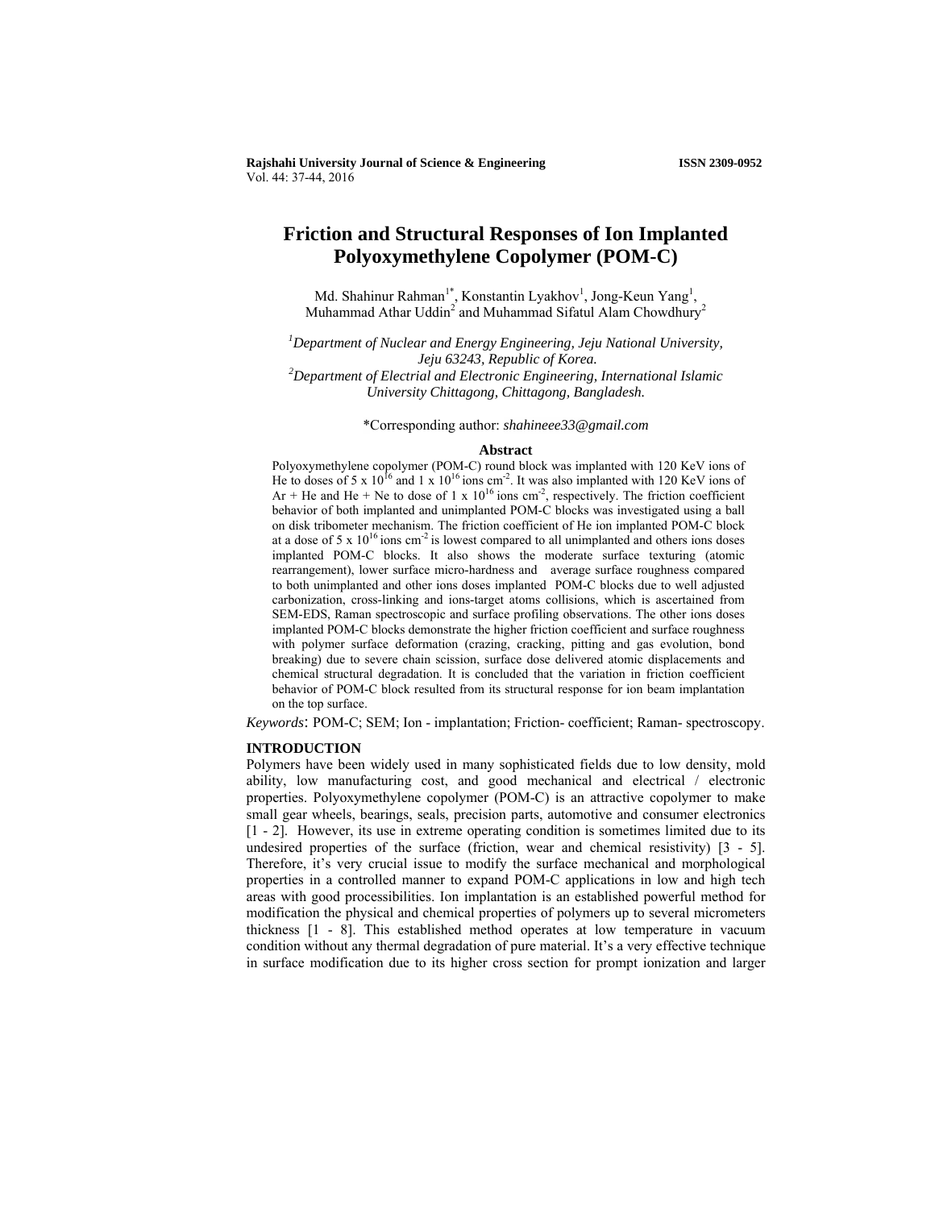# Friction and Structural Responses of Ion Implanted Polyoxymethylene Copolymer (POM-C)

Md. Shahinur Rahman[1*], Konstantin Lyakhov[1], Jong-Keun Yang[1], Muhammad Athar Uddin[2] and Muhammad Sifatul Alam Chowdhury[2]

[1]*Department of Nuclear and Energy Engineering, Jeju National University, Jeju 63243, Republic of Korea.*
[2]*Department of Electrial and Electronic Engineering, International Islamic University Chittagong, Chittagong, Bangladesh.*

\*Corresponding author: *shahineee33@gmail.com*

## Abstract

Polyoxymethylene copolymer (POM-C) round block was implanted with 120 KeV ions of He to doses of $5 \times 10^{16}$ and $1 \times 10^{16}$ ions $cm^{-2}$. It was also implanted with 120 KeV ions of Ar + He and He + Ne to dose of $1 \times 10^{16}$ ions $cm^{-2}$, respectively. The friction coefficient behavior of both implanted and unimplanted POM-C blocks was investigated using a ball on disk tribometer mechanism. The friction coefficient of He ion implanted POM-C block at a dose of $5 \times 10^{16}$ ions $cm^{-2}$ is lowest compared to all unimplanted and others ions doses implanted POM-C blocks. It also shows the moderate surface texturing (atomic rearrangement), lower surface micro-hardness and average surface roughness compared to both unimplanted and other ions doses implanted POM-C blocks due to well adjusted carbonization, cross-linking and ions-target atoms collisions, which is ascertained from SEM-EDS, Raman spectroscopic and surface profiling observations. The other ions doses implanted POM-C blocks demonstrate the higher friction coefficient and surface roughness with polymer surface deformation (crazing, cracking, pitting and gas evolution, bond breaking) due to severe chain scission, surface dose delivered atomic displacements and chemical structural degradation. It is concluded that the variation in friction coefficient behavior of POM-C block resulted from its structural response for ion beam implantation on the top surface.

*Keywords*: POM-C; SEM; Ion - implantation; Friction- coefficient; Raman- spectroscopy.

## INTRODUCTION

Polymers have been widely used in many sophisticated fields due to low density, mold ability, low manufacturing cost, and good mechanical and electrical / electronic properties. Polyoxymethylene copolymer (POM-C) is an attractive copolymer to make small gear wheels, bearings, seals, precision parts, automotive and consumer electronics [1 - 2]. However, its use in extreme operating condition is sometimes limited due to its undesired properties of the surface (friction, wear and chemical resistivity) [3 - 5]. Therefore, it's very crucial issue to modify the surface mechanical and morphological properties in a controlled manner to expand POM-C applications in low and high tech areas with good processibilities. Ion implantation is an established powerful method for modification the physical and chemical properties of polymers up to several micrometers thickness [1 - 8]. This established method operates at low temperature in vacuum condition without any thermal degradation of pure material. It's a very effective technique in surface modification due to its higher cross section for prompt ionization and larger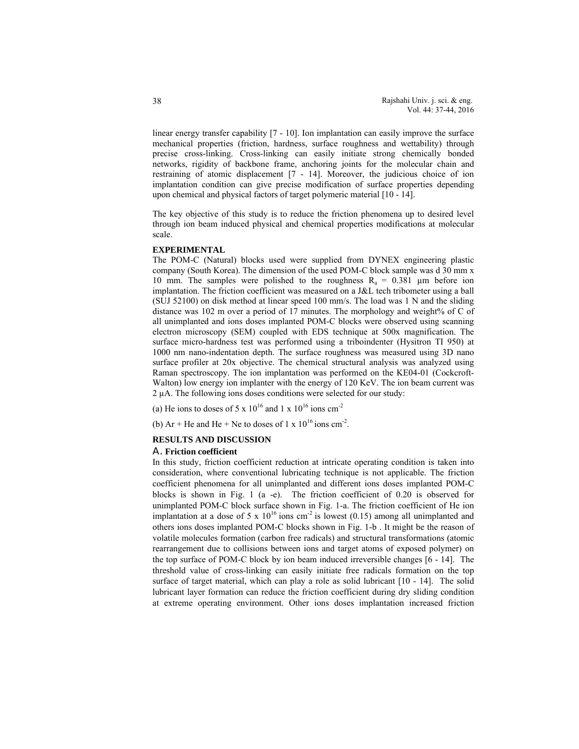linear energy transfer capability [7 - 10]. Ion implantation can easily improve the surface mechanical properties (friction, hardness, surface roughness and wettability) through precise cross-linking. Cross-linking can easily initiate strong chemically bonded networks, rigidity of backbone frame, anchoring joints for the molecular chain and restraining of atomic displacement [7 - 14]. Moreover, the judicious choice of ion implantation condition can give precise modification of surface properties depending upon chemical and physical factors of target polymeric material [10 - 14].

The key objective of this study is to reduce the friction phenomena up to desired level through ion beam induced physical and chemical properties modifications at molecular scale.

## EXPERIMENTAL

The POM-C (Natural) blocks used were supplied from DYNEX engineering plastic company (South Korea). The dimension of the used POM-C block sample was d 30 mm x 10 mm. The samples were polished to the roughness $R_a$ = 0.381 μm before ion implantation. The friction coefficient was measured on a J&L tech tribometer using a ball (SUJ 52100) on disk method at linear speed 100 mm/s. The load was 1 N and the sliding distance was 102 m over a period of 17 minutes. The morphology and weight% of C of all unimplanted and ions doses implanted POM-C blocks were observed using scanning electron microscopy (SEM) coupled with EDS technique at 500x magnification. The surface micro-hardness test was performed using a triboindenter (Hysitron TI 950) at 1000 nm nano-indentation depth. The surface roughness was measured using 3D nano surface profiler at 20x objective. The chemical structural analysis was analyzed using Raman spectroscopy. The ion implantation was performed on the KE04-01 (Cockcroft-Walton) low energy ion implanter with the energy of 120 KeV. The ion beam current was 2 μA. The following ions doses conditions were selected for our study:

(a) He ions to doses of $5 \times 10^{16}$ and $1 \times 10^{16}$ ions $cm^{-2}$

(b) Ar + He and He + Ne to doses of $1 \times 10^{16}$ ions $cm^{-2}$.

## RESULTS AND DISCUSSION

### A. Friction coefficient

In this study, friction coefficient reduction at intricate operating condition is taken into consideration, where conventional lubricating technique is not applicable. The friction coefficient phenomena for all unimplanted and different ions doses implanted POM-C blocks is shown in Fig. 1 (a -e). The friction coefficient of 0.20 is observed for unimplanted POM-C block surface shown in Fig. 1-a. The friction coefficient of He ion implantation at a dose of $5 \times 10^{16}$ ions $cm^{-2}$ is lowest (0.15) among all unimplanted and others ions doses implanted POM-C blocks shown in Fig. 1-b . It might be the reason of volatile molecules formation (carbon free radicals) and structural transformations (atomic rearrangement due to collisions between ions and target atoms of exposed polymer) on the top surface of POM-C block by ion beam induced irreversible changes [6 - 14]. The threshold value of cross-linking can easily initiate free radicals formation on the top surface of target material, which can play a role as solid lubricant [10 - 14]. The solid lubricant layer formation can reduce the friction coefficient during dry sliding condition at extreme operating environment. Other ions doses implantation increased friction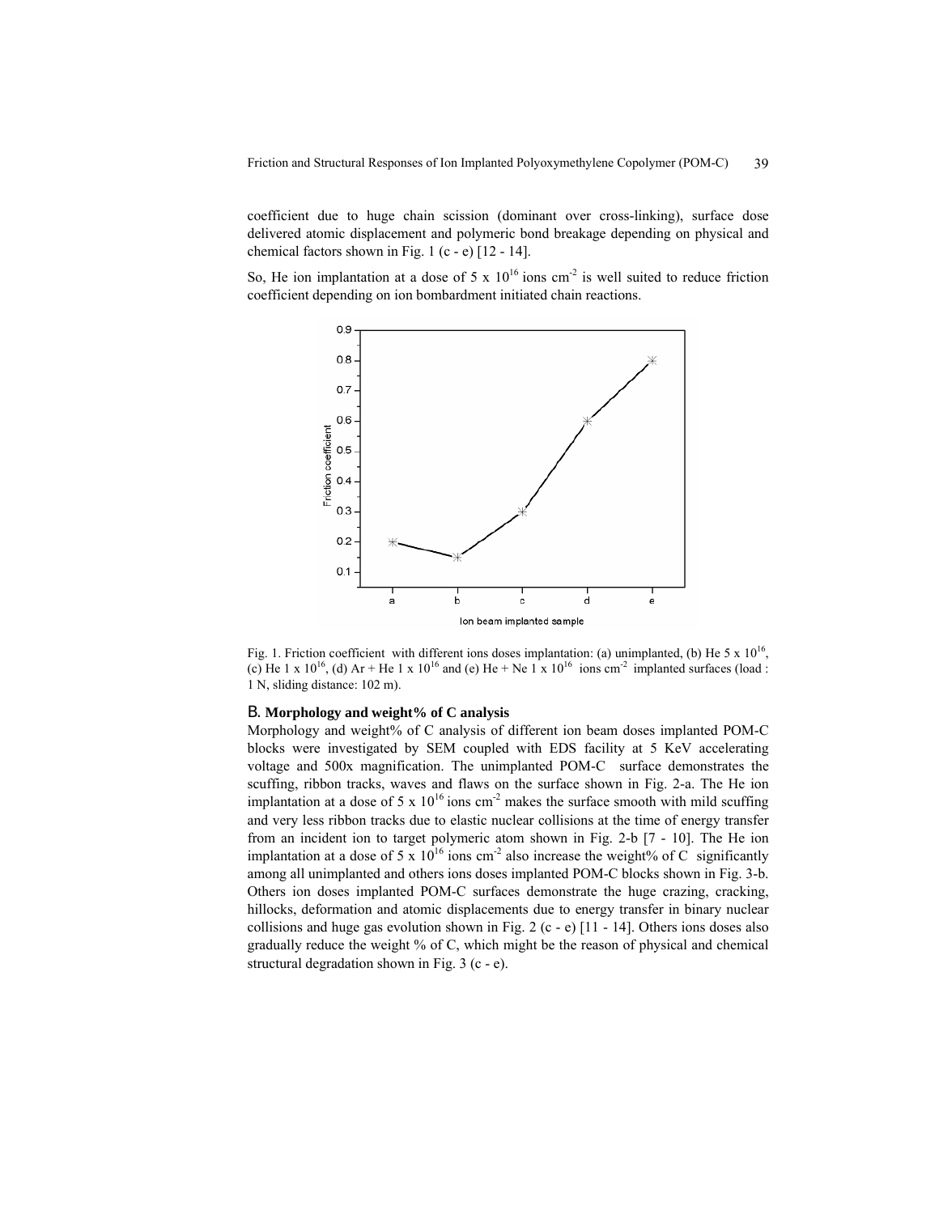coefficient due to huge chain scission (dominant over cross-linking), surface dose delivered atomic displacement and polymeric bond breakage depending on physical and chemical factors shown in Fig. 1 (c - e) [12 - 14].

So, He ion implantation at a dose of 5 x $10^{16}$ ions $cm^{-2}$ is well suited to reduce friction coefficient depending on ion bombardment initiated chain reactions.

Fig. 1. Friction coefficient with different ions doses implantation: (a) unimplanted, (b) He 5 x $10^{16}$, (c) He 1 x $10^{16}$, (d) Ar + He 1 x $10^{16}$ and (e) He + Ne 1 x $10^{16}$ ions $cm^{-2}$ implanted surfaces (load : 1 N, sliding distance: 102 m).

### B. Morphology and weight% of C analysis

Morphology and weight% of C analysis of different ion beam doses implanted POM-C blocks were investigated by SEM coupled with EDS facility at 5 KeV accelerating voltage and 500x magnification. The unimplanted POM-C surface demonstrates the scuffing, ribbon tracks, waves and flaws on the surface shown in Fig. 2-a. The He ion implantation at a dose of 5 x $10^{16}$ ions $cm^{-2}$ makes the surface smooth with mild scuffing and very less ribbon tracks due to elastic nuclear collisions at the time of energy transfer from an incident ion to target polymeric atom shown in Fig. 2-b [7 - 10]. The He ion implantation at a dose of 5 x $10^{16}$ ions $cm^{-2}$ also increase the weight% of C significantly among all unimplanted and others ions doses implanted POM-C blocks shown in Fig. 3-b. Others ion doses implanted POM-C surfaces demonstrate the huge crazing, cracking, hillocks, deformation and atomic displacements due to energy transfer in binary nuclear collisions and huge gas evolution shown in Fig. 2 (c - e) [11 - 14]. Others ions doses also gradually reduce the weight % of C, which might be the reason of physical and chemical structural degradation shown in Fig. 3 (c - e).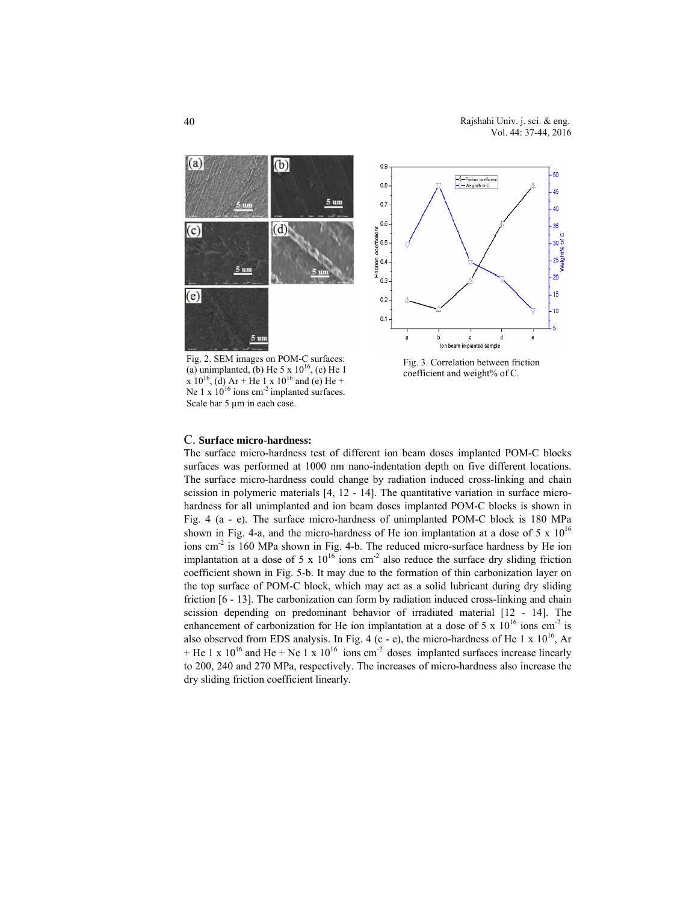Fig. 2. SEM images on POM-C surfaces: (a) unimplanted, (b) He 5 x $10^{16}$, (c) He 1 x $10^{16}$, (d) Ar + He 1 x $10^{16}$ and (e) He + Ne 1 x $10^{16}$ ions $cm^{-2}$ implanted surfaces. Scale bar 5 µm in each case.

Fig. 3. Correlation between friction coefficient and weight% of C.

### C. Surface micro-hardness:

The surface micro-hardness test of different ion beam doses implanted POM-C blocks surfaces was performed at 1000 nm nano-indentation depth on five different locations. The surface micro-hardness could change by radiation induced cross-linking and chain scission in polymeric materials [4, 12 - 14]. The quantitative variation in surface micro-hardness for all unimplanted and ion beam doses implanted POM-C blocks is shown in Fig. 4 (a - e). The surface micro-hardness of unimplanted POM-C block is 180 MPa shown in Fig. 4-a, and the micro-hardness of He ion implantation at a dose of 5 x $10^{16}$ ions $cm^{-2}$ is 160 MPa shown in Fig. 4-b. The reduced micro-surface hardness by He ion implantation at a dose of 5 x $10^{16}$ ions $cm^{-2}$ also reduce the surface dry sliding friction coefficient shown in Fig. 5-b. It may due to the formation of thin carbonization layer on the top surface of POM-C block, which may act as a solid lubricant during dry sliding friction [6 - 13]. The carbonization can form by radiation induced cross-linking and chain scission depending on predominant behavior of irradiated material [12 - 14]. The enhancement of carbonization for He ion implantation at a dose of 5 x $10^{16}$ ions $cm^{-2}$ is also observed from EDS analysis. In Fig. 4 (c - e), the micro-hardness of He 1 x $10^{16}$, Ar + He 1 x $10^{16}$ and He + Ne 1 x $10^{16}$ ions $cm^{-2}$ doses implanted surfaces increase linearly to 200, 240 and 270 MPa, respectively. The increases of micro-hardness also increase the dry sliding friction coefficient linearly.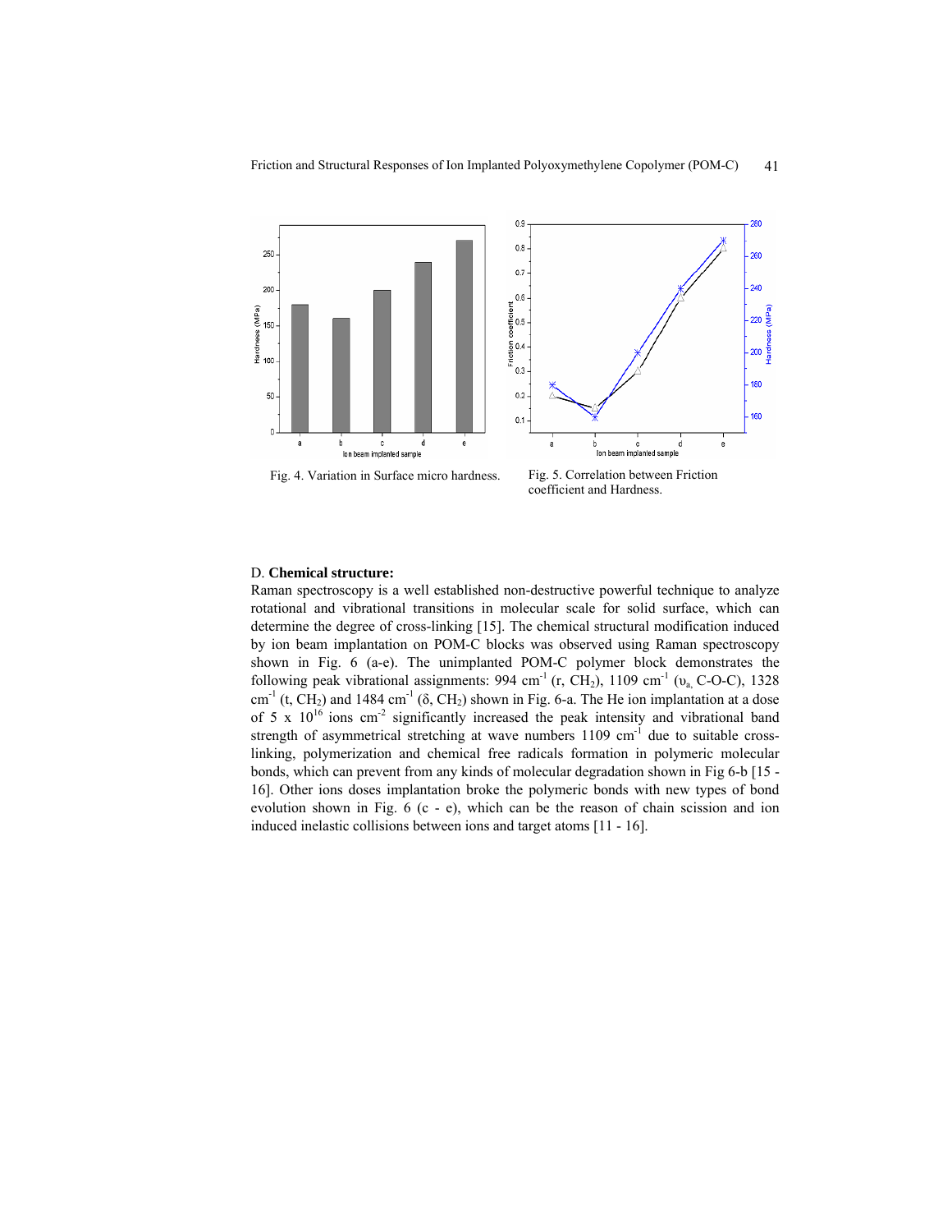Fig. 4. Variation in Surface micro hardness.

Fig. 5. Correlation between Friction coefficient and Hardness.

D. **Chemical structure:**

Raman spectroscopy is a well established non-destructive powerful technique to analyze rotational and vibrational transitions in molecular scale for solid surface, which can determine the degree of cross-linking [15]. The chemical structural modification induced by ion beam implantation on POM-C blocks was observed using Raman spectroscopy shown in Fig. 6 (a-e). The unimplanted POM-C polymer block demonstrates the following peak vibrational assignments: 994 $cm^{-1}$ (r, $CH_2$), 1109 $cm^{-1}$ ($\upsilon_a$, C-O-C), 1328 $cm^{-1}$ (t, $CH_2$) and 1484 $cm^{-1}$ ($\delta$, $CH_2$) shown in Fig. 6-a. The He ion implantation at a dose of 5 x $10^{16}$ ions $cm^{-2}$ significantly increased the peak intensity and vibrational band strength of asymmetrical stretching at wave numbers 1109 $cm^{-1}$ due to suitable cross-linking, polymerization and chemical free radicals formation in polymeric molecular bonds, which can prevent from any kinds of molecular degradation shown in Fig 6-b [15 - 16]. Other ions doses implantation broke the polymeric bonds with new types of bond evolution shown in Fig. 6 (c - e), which can be the reason of chain scission and ion induced inelastic collisions between ions and target atoms [11 - 16].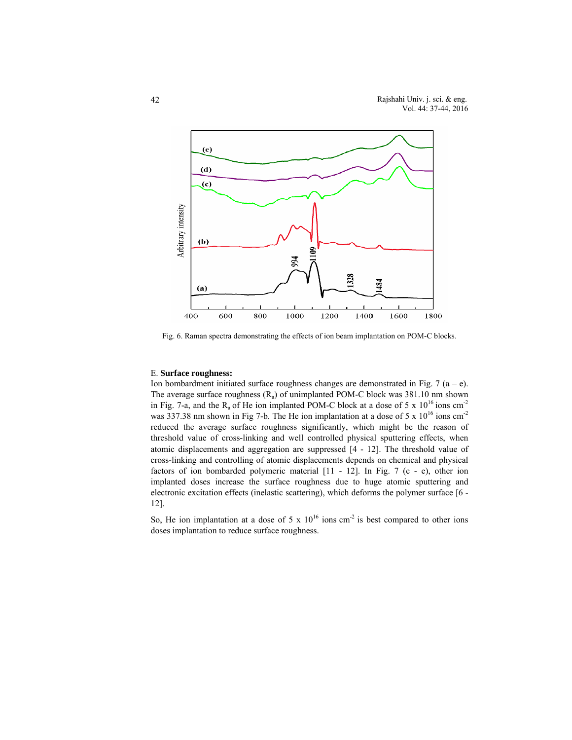Fig. 6. Raman spectra demonstrating the effects of ion beam implantation on POM-C blocks.

E. **Surface roughness:**

Ion bombardment initiated surface roughness changes are demonstrated in Fig. 7 (a – e). The average surface roughness ($R_a$) of unimplanted POM-C block was 381.10 nm shown in Fig. 7-a, and the $R_a$ of He ion implanted POM-C block at a dose of 5 x $10^{16}$ ions $cm^{-2}$ was 337.38 nm shown in Fig 7-b. The He ion implantation at a dose of 5 x $10^{16}$ ions $cm^{-2}$ reduced the average surface roughness significantly, which might be the reason of threshold value of cross-linking and well controlled physical sputtering effects, when atomic displacements and aggregation are suppressed [4 - 12]. The threshold value of cross-linking and controlling of atomic displacements depends on chemical and physical factors of ion bombarded polymeric material [11 - 12]. In Fig. 7 (c - e), other ion implanted doses increase the surface roughness due to huge atomic sputtering and electronic excitation effects (inelastic scattering), which deforms the polymer surface [6 - 12].

So, He ion implantation at a dose of 5 x $10^{16}$ ions $cm^{-2}$ is best compared to other ions doses implantation to reduce surface roughness.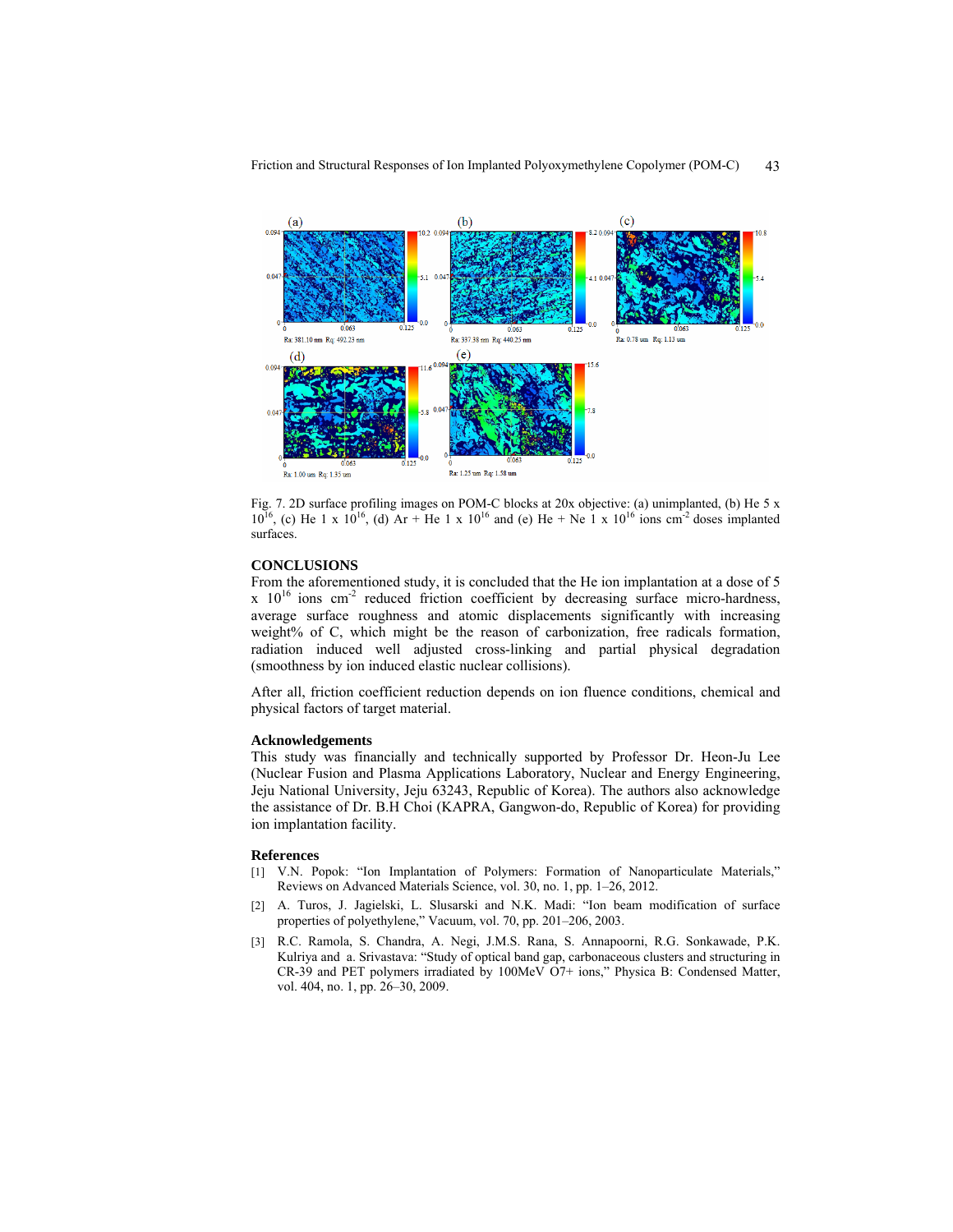Fig. 7. 2D surface profiling images on POM-C blocks at 20x objective: (a) unimplanted, (b) He 5 x $10^{16}$, (c) He 1 x $10^{16}$, (d) Ar + He 1 x $10^{16}$ and (e) He + Ne 1 x $10^{16}$ ions $cm^{-2}$ doses implanted surfaces.

## CONCLUSIONS

From the aforementioned study, it is concluded that the He ion implantation at a dose of 5 x $10^{16}$ ions $cm^{-2}$ reduced friction coefficient by decreasing surface micro-hardness, average surface roughness and atomic displacements significantly with increasing weight% of C, which might be the reason of carbonization, free radicals formation, radiation induced well adjusted cross-linking and partial physical degradation (smoothness by ion induced elastic nuclear collisions).

After all, friction coefficient reduction depends on ion fluence conditions, chemical and physical factors of target material.

### Acknowledgements

This study was financially and technically supported by Professor Dr. Heon-Ju Lee (Nuclear Fusion and Plasma Applications Laboratory, Nuclear and Energy Engineering, Jeju National University, Jeju 63243, Republic of Korea). The authors also acknowledge the assistance of Dr. B.H Choi (KAPRA, Gangwon-do, Republic of Korea) for providing ion implantation facility.

### References

[1] V.N. Popok: "Ion Implantation of Polymers: Formation of Nanoparticulate Materials," Reviews on Advanced Materials Science, vol. 30, no. 1, pp. 1–26, 2012.

[2] A. Turos, J. Jagielski, L. Slusarski and N.K. Madi: "Ion beam modification of surface properties of polyethylene," Vacuum, vol. 70, pp. 201–206, 2003.

[3] R.C. Ramola, S. Chandra, A. Negi, J.M.S. Rana, S. Annapoorni, R.G. Sonkawade, P.K. Kulriya and a. Srivastava: "Study of optical band gap, carbonaceous clusters and structuring in CR-39 and PET polymers irradiated by 100MeV O7+ ions," Physica B: Condensed Matter, vol. 404, no. 1, pp. 26–30, 2009.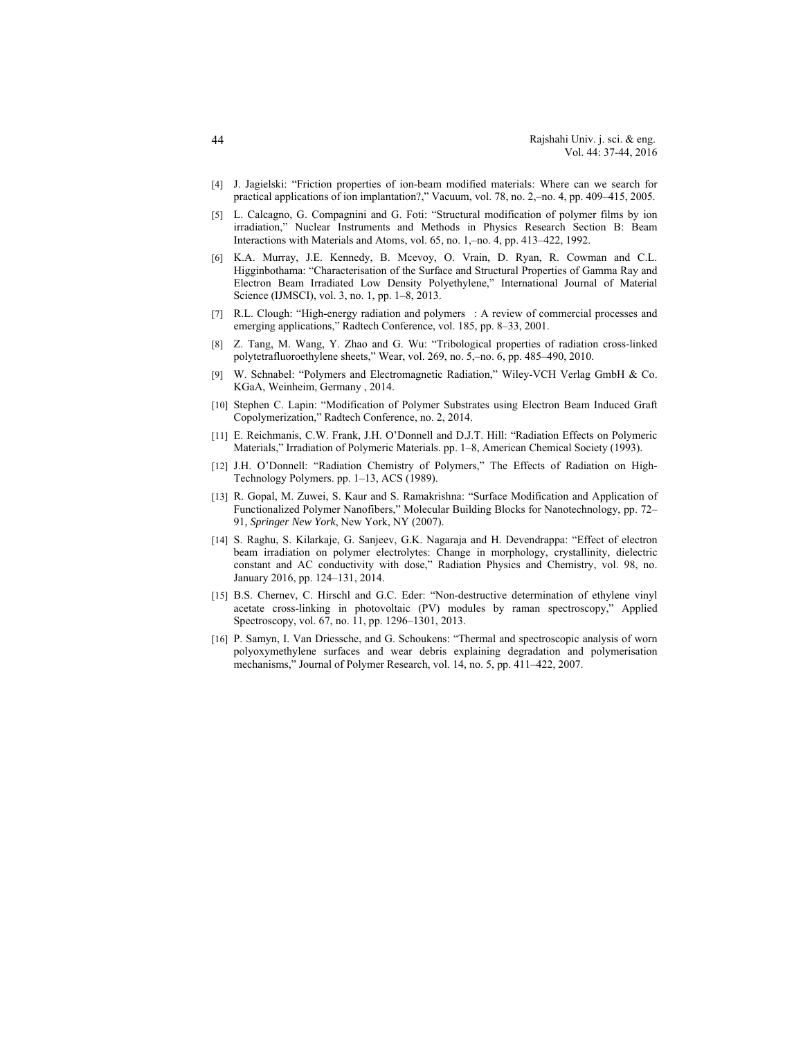[4] J. Jagielski: "Friction properties of ion-beam modified materials: Where can we search for practical applications of ion implantation?," Vacuum, vol. 78, no. 2,–no. 4, pp. 409–415, 2005.

[5] L. Calcagno, G. Compagnini and G. Foti: "Structural modification of polymer films by ion irradiation," Nuclear Instruments and Methods in Physics Research Section B: Beam Interactions with Materials and Atoms, vol. 65, no. 1,–no. 4, pp. 413–422, 1992.

[6] K.A. Murray, J.E. Kennedy, B. Mcevoy, O. Vrain, D. Ryan, R. Cowman and C.L. Higginbothama: "Characterisation of the Surface and Structural Properties of Gamma Ray and Electron Beam Irradiated Low Density Polyethylene," International Journal of Material Science (IJMSCI), vol. 3, no. 1, pp. 1–8, 2013.

[7] R.L. Clough: "High-energy radiation and polymers : A review of commercial processes and emerging applications," Radtech Conference, vol. 185, pp. 8–33, 2001.

[8] Z. Tang, M. Wang, Y. Zhao and G. Wu: "Tribological properties of radiation cross-linked polytetrafluoroethylene sheets," Wear, vol. 269, no. 5,–no. 6, pp. 485–490, 2010.

[9] W. Schnabel: "Polymers and Electromagnetic Radiation," Wiley-VCH Verlag GmbH & Co. KGaA, Weinheim, Germany , 2014.

[10] Stephen C. Lapin: "Modification of Polymer Substrates using Electron Beam Induced Graft Copolymerization," Radtech Conference, no. 2, 2014.

[11] E. Reichmanis, C.W. Frank, J.H. O'Donnell and D.J.T. Hill: "Radiation Effects on Polymeric Materials," Irradiation of Polymeric Materials. pp. 1–8, American Chemical Society (1993).

[12] J.H. O'Donnell: "Radiation Chemistry of Polymers," The Effects of Radiation on High-Technology Polymers. pp. 1–13, ACS (1989).

[13] R. Gopal, M. Zuwei, S. Kaur and S. Ramakrishna: "Surface Modification and Application of Functionalized Polymer Nanofibers," Molecular Building Blocks for Nanotechnology, pp. 72–91, *Springer New York*, New York, NY (2007).

[14] S. Raghu, S. Kilarkaje, G. Sanjeev, G.K. Nagaraja and H. Devendrappa: "Effect of electron beam irradiation on polymer electrolytes: Change in morphology, crystallinity, dielectric constant and AC conductivity with dose," Radiation Physics and Chemistry, vol. 98, no. January 2016, pp. 124–131, 2014.

[15] B.S. Chernev, C. Hirschl and G.C. Eder: "Non-destructive determination of ethylene vinyl acetate cross-linking in photovoltaic (PV) modules by raman spectroscopy," Applied Spectroscopy, vol. 67, no. 11, pp. 1296–1301, 2013.

[16] P. Samyn, I. Van Driessche, and G. Schoukens: "Thermal and spectroscopic analysis of worn polyoxymethylene surfaces and wear debris explaining degradation and polymerisation mechanisms," Journal of Polymer Research, vol. 14, no. 5, pp. 411–422, 2007.